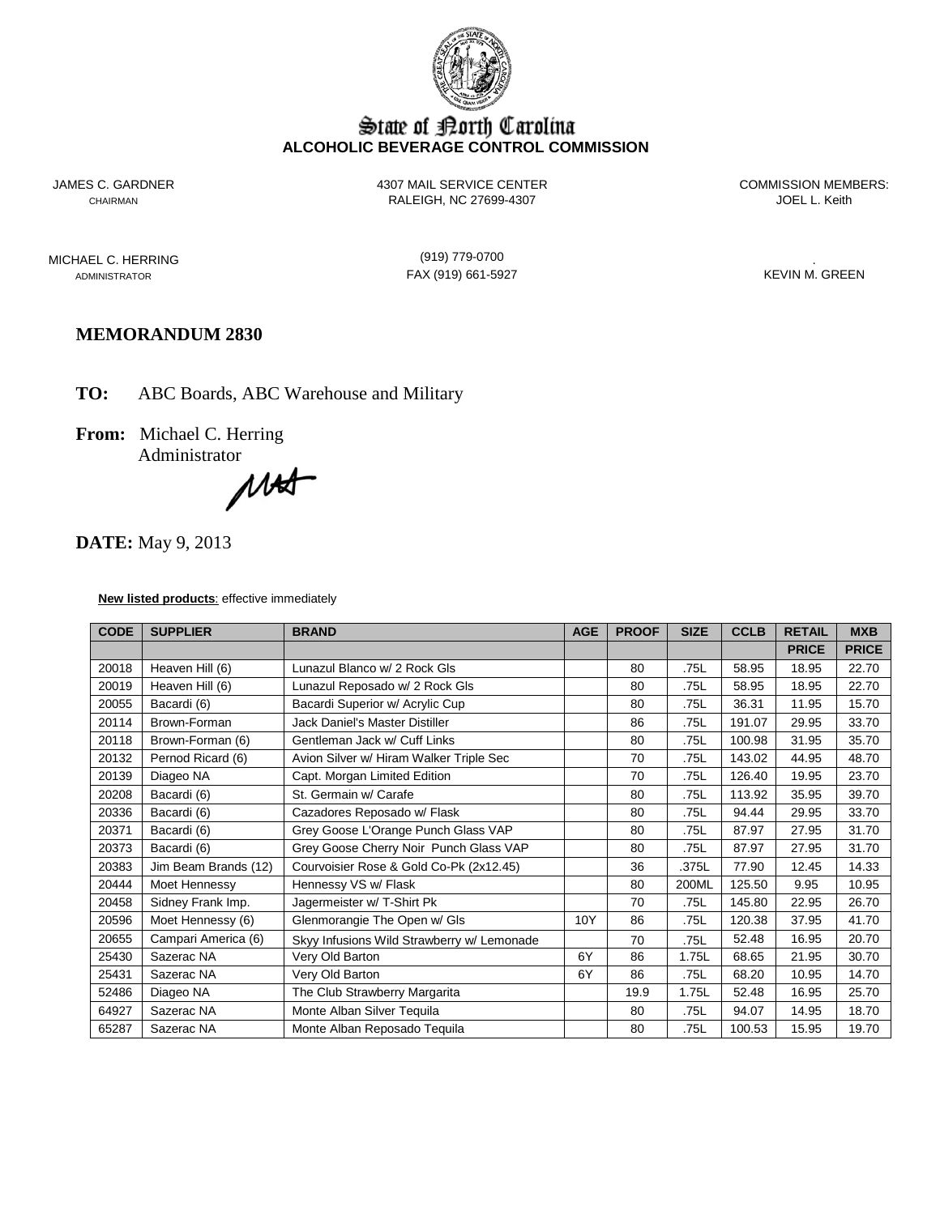State of North Carolina
**ALCOHOLIC BEVERAGE CONTROL COMMISSION**

JAMES C. GARDNER
CHAIRMAN

4307 MAIL SERVICE CENTER
RALEIGH, NC 27699-4307

COMMISSION MEMBERS:
JOEL L. Keith

MICHAEL C. HERRING
ADMINISTRATOR

(919) 779-0700
FAX (919) 661-5927

.
KEVIN M. GREEN

## MEMORANDUM 2830

**TO:** ABC Boards, ABC Warehouse and Military

**From:** Michael C. Herring
Administrator

**DATE:** May 9, 2013

**New listed products**: effective immediately

| CODE | SUPPLIER | BRAND | AGE | PROOF | SIZE | CCLB | RETAIL | MXB |
|---|---|---|---|---|---|---|---|---|
| | | | | | | | PRICE | PRICE |
| 20018 | Heaven Hill (6) | Lunazul Blanco w/ 2 Rock Gls | | 80 | .75L | 58.95 | 18.95 | 22.70 |
| 20019 | Heaven Hill (6) | Lunazul Reposado w/ 2 Rock Gls | | 80 | .75L | 58.95 | 18.95 | 22.70 |
| 20055 | Bacardi (6) | Bacardi Superior w/ Acrylic Cup | | 80 | .75L | 36.31 | 11.95 | 15.70 |
| 20114 | Brown-Forman | Jack Daniel's Master Distiller | | 86 | .75L | 191.07 | 29.95 | 33.70 |
| 20118 | Brown-Forman (6) | Gentleman Jack w/ Cuff Links | | 80 | .75L | 100.98 | 31.95 | 35.70 |
| 20132 | Pernod Ricard (6) | Avion Silver w/ Hiram Walker Triple Sec | | 70 | .75L | 143.02 | 44.95 | 48.70 |
| 20139 | Diageo NA | Capt. Morgan Limited Edition | | 70 | .75L | 126.40 | 19.95 | 23.70 |
| 20208 | Bacardi (6) | St. Germain w/ Carafe | | 80 | .75L | 113.92 | 35.95 | 39.70 |
| 20336 | Bacardi (6) | Cazadores Reposado w/ Flask | | 80 | .75L | 94.44 | 29.95 | 33.70 |
| 20371 | Bacardi (6) | Grey Goose L'Orange Punch Glass VAP | | 80 | .75L | 87.97 | 27.95 | 31.70 |
| 20373 | Bacardi (6) | Grey Goose Cherry Noir Punch Glass VAP | | 80 | .75L | 87.97 | 27.95 | 31.70 |
| 20383 | Jim Beam Brands (12) | Courvoisier Rose & Gold Co-Pk (2x12.45) | | 36 | .375L | 77.90 | 12.45 | 14.33 |
| 20444 | Moet Hennessy | Hennessy VS w/ Flask | | 80 | 200ML | 125.50 | 9.95 | 10.95 |
| 20458 | Sidney Frank Imp. | Jagermeister w/ T-Shirt Pk | | 70 | .75L | 145.80 | 22.95 | 26.70 |
| 20596 | Moet Hennessy (6) | Glenmorangie The Open w/ Gls | 10Y | 86 | .75L | 120.38 | 37.95 | 41.70 |
| 20655 | Campari America (6) | Skyy Infusions Wild Strawberry w/ Lemonade | | 70 | .75L | 52.48 | 16.95 | 20.70 |
| 25430 | Sazerac NA | Very Old Barton | 6Y | 86 | 1.75L | 68.65 | 21.95 | 30.70 |
| 25431 | Sazerac NA | Very Old Barton | 6Y | 86 | .75L | 68.20 | 10.95 | 14.70 |
| 52486 | Diageo NA | The Club Strawberry Margarita | | 19.9 | 1.75L | 52.48 | 16.95 | 25.70 |
| 64927 | Sazerac NA | Monte Alban Silver Tequila | | 80 | .75L | 94.07 | 14.95 | 18.70 |
| 65287 | Sazerac NA | Monte Alban Reposado Tequila | | 80 | .75L | 100.53 | 15.95 | 19.70 |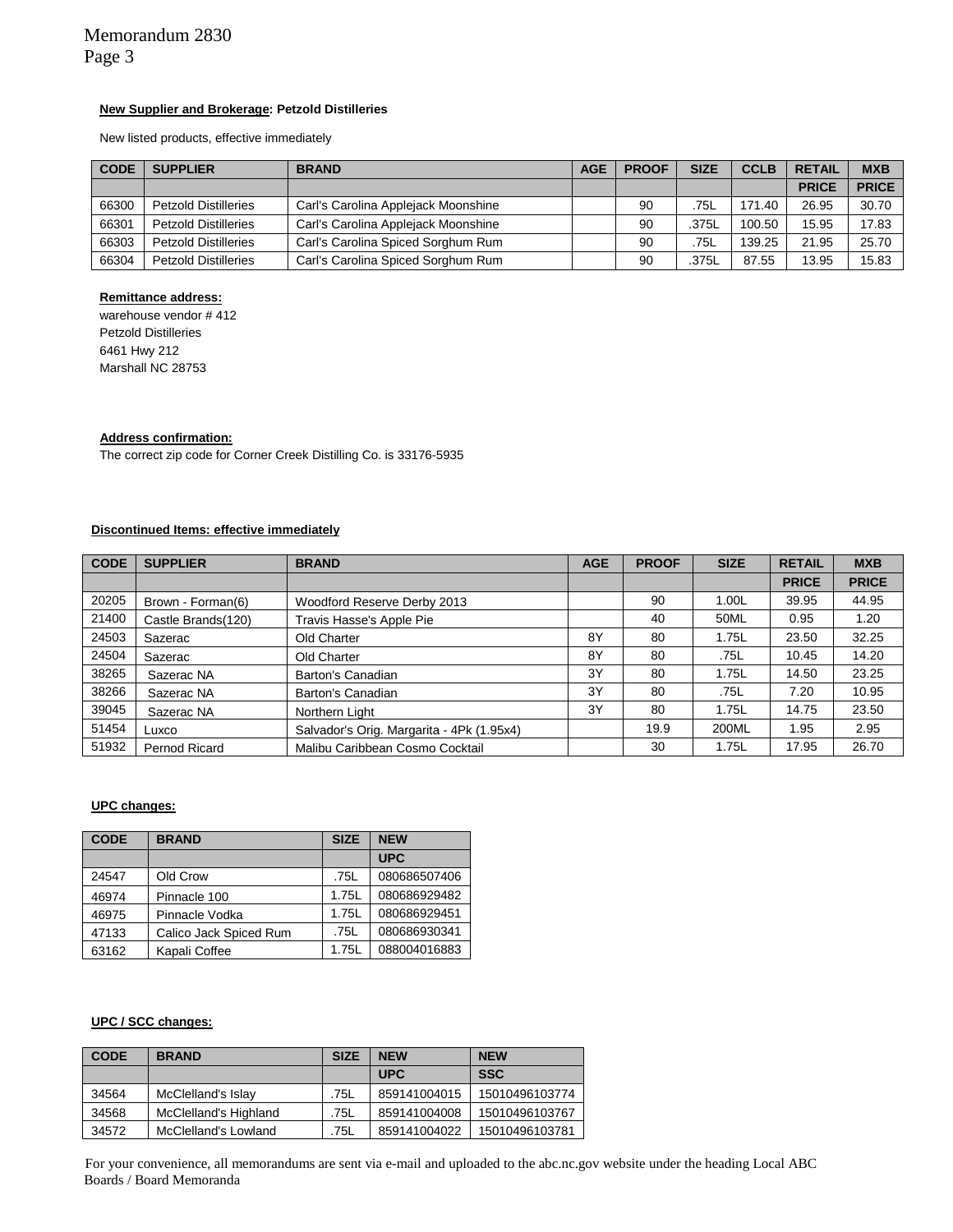**New Supplier and Brokerage: Petzold Distilleries**

New listed products, effective immediately

| CODE | SUPPLIER | BRAND | AGE | PROOF | SIZE | CCLB | RETAIL | MXB |
|---|---|---|---|---|---|---|---|---|
| | | | | | | | PRICE | PRICE |
| 66300 | Petzold Distilleries | Carl's Carolina Applejack Moonshine | | 90 | .75L | 171.40 | 26.95 | 30.70 |
| 66301 | Petzold Distilleries | Carl's Carolina Applejack Moonshine | | 90 | .375L | 100.50 | 15.95 | 17.83 |
| 66303 | Petzold Distilleries | Carl's Carolina Spiced Sorghum Rum | | 90 | .75L | 139.25 | 21.95 | 25.70 |
| 66304 | Petzold Distilleries | Carl's Carolina Spiced Sorghum Rum | | 90 | .375L | 87.55 | 13.95 | 15.83 |

**Remittance address:**

warehouse vendor # 412
Petzold Distilleries
6461 Hwy 212
Marshall NC 28753

**Address confirmation:**

The correct zip code for Corner Creek Distilling Co. is 33176-5935

**Discontinued Items: effective immediately**

| CODE | SUPPLIER | BRAND | AGE | PROOF | SIZE | RETAIL | MXB |
|---|---|---|---|---|---|---|---|
| | | | | | | PRICE | PRICE |
| 20205 | Brown - Forman(6) | Woodford Reserve Derby 2013 | | 90 | 1.00L | 39.95 | 44.95 |
| 21400 | Castle Brands(120) | Travis Hasse's Apple Pie | | 40 | 50ML | 0.95 | 1.20 |
| 24503 | Sazerac | Old Charter | 8Y | 80 | 1.75L | 23.50 | 32.25 |
| 24504 | Sazerac | Old Charter | 8Y | 80 | .75L | 10.45 | 14.20 |
| 38265 | Sazerac NA | Barton's Canadian | 3Y | 80 | 1.75L | 14.50 | 23.25 |
| 38266 | Sazerac NA | Barton's Canadian | 3Y | 80 | .75L | 7.20 | 10.95 |
| 39045 | Sazerac NA | Northern Light | 3Y | 80 | 1.75L | 14.75 | 23.50 |
| 51454 | Luxco | Salvador's Orig. Margarita - 4Pk (1.95x4) | | 19.9 | 200ML | 1.95 | 2.95 |
| 51932 | Pernod Ricard | Malibu Caribbean Cosmo Cocktail | | 30 | 1.75L | 17.95 | 26.70 |

**UPC changes:**

| CODE | BRAND | SIZE | NEW |
|---|---|---|---|
| | | | UPC |
| 24547 | Old Crow | .75L | 080686507406 |
| 46974 | Pinnacle 100 | 1.75L | 080686929482 |
| 46975 | Pinnacle Vodka | 1.75L | 080686929451 |
| 47133 | Calico Jack Spiced Rum | .75L | 080686930341 |
| 63162 | Kapali Coffee | 1.75L | 088004016883 |

**UPC / SCC changes:**

| CODE | BRAND | SIZE | NEW | NEW |
|---|---|---|---|---|
| | | | UPC | SSC |
| 34564 | McClelland's Islay | .75L | 859141004015 | 15010496103774 |
| 34568 | McClelland's Highland | .75L | 859141004008 | 15010496103767 |
| 34572 | McClelland's Lowland | .75L | 859141004022 | 15010496103781 |

For your convenience, all memorandums are sent via e-mail and uploaded to the abc.nc.gov website under the heading Local ABC Boards / Board Memoranda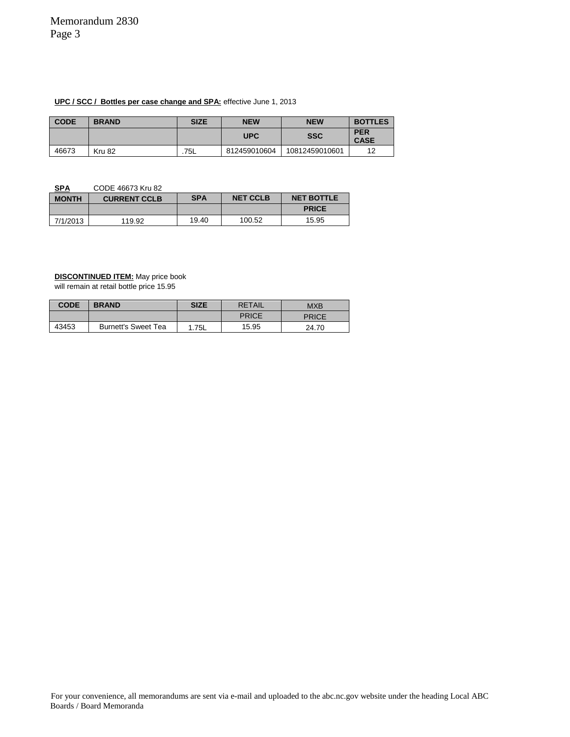**UPC / SCC / Bottles per case change and SPA:** effective June 1, 2013

| CODE | BRAND | SIZE | NEW | NEW | BOTTLES |
|---|---|---|---|---|---|
| | | | UPC | SSC | PER CASE |
| 46673 | Kru 82 | .75L | 812459010604 | 10812459010601 | 12 |

**SPA** CODE 46673 Kru 82

| MONTH | CURRENT CCLB | SPA | NET CCLB | NET BOTTLE |
|---|---|---|---|---|
| | | | | PRICE |
| 7/1/2013 | 119.92 | 19.40 | 100.52 | 15.95 |

**DISCONTINUED ITEM:** May price book
will remain at retail bottle price 15.95

| CODE | BRAND | SIZE | RETAIL | MXB |
|---|---|---|---|---|
| | | | PRICE | PRICE |
| 43453 | Burnett's Sweet Tea | 1.75L | 15.95 | 24.70 |

For your convenience, all memorandums are sent via e-mail and uploaded to the abc.nc.gov website under the heading Local ABC Boards / Board Memoranda